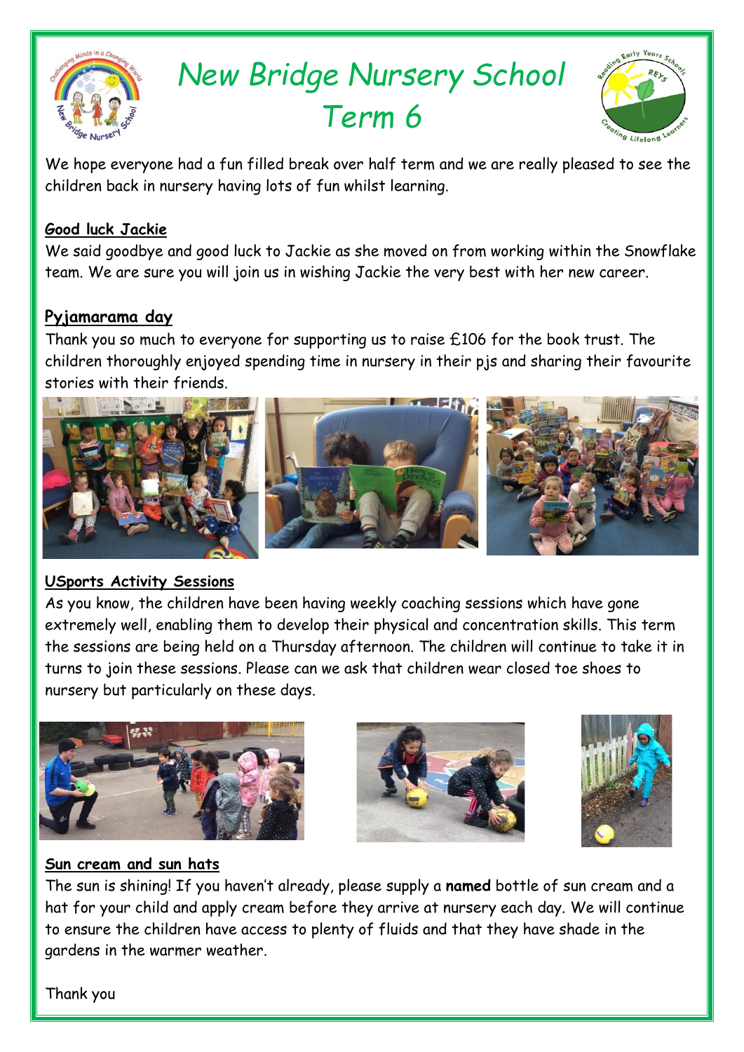# New Bridge Nursery School Term 6

We hope everyone had a fun filled break over half term and we are really pleased to see the children back in nursery having lots of fun whilst learning.

## Good luck Jackie

We said goodbye and good luck to Jackie as she moved on from working within the Snowflake team. We are sure you will join us in wishing Jackie the very best with her new career.

## Pyjamarama day

Thank you so much to everyone for supporting us to raise £106 for the book trust. The children thoroughly enjoyed spending time in nursery in their pjs and sharing their favourite stories with their friends.

## USports Activity Sessions

As you know, the children have been having weekly coaching sessions which have gone extremely well, enabling them to develop their physical and concentration skills. This term the sessions are being held on a Thursday afternoon. The children will continue to take it in turns to join these sessions. Please can we ask that children wear closed toe shoes to nursery but particularly on these days.

## Sun cream and sun hats

The sun is shining! If you haven't already, please supply a **named** bottle of sun cream and a hat for your child and apply cream before they arrive at nursery each day. We will continue to ensure the children have access to plenty of fluids and that they have shade in the gardens in the warmer weather.

Thank you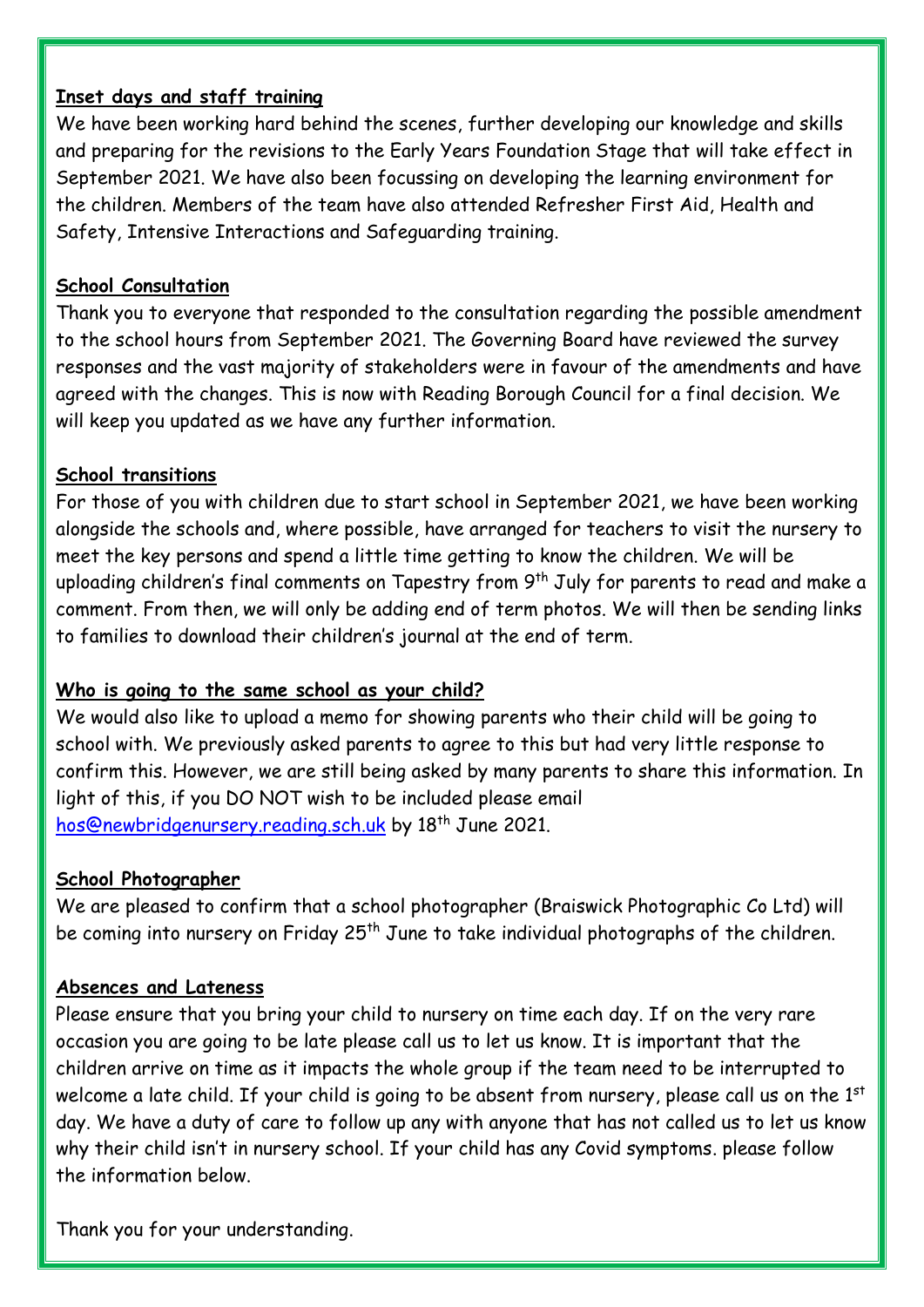**Inset days and staff training**

We have been working hard behind the scenes, further developing our knowledge and skills and preparing for the revisions to the Early Years Foundation Stage that will take effect in September 2021. We have also been focussing on developing the learning environment for the children. Members of the team have also attended Refresher First Aid, Health and Safety, Intensive Interactions and Safeguarding training.

**School Consultation**

Thank you to everyone that responded to the consultation regarding the possible amendment to the school hours from September 2021. The Governing Board have reviewed the survey responses and the vast majority of stakeholders were in favour of the amendments and have agreed with the changes. This is now with Reading Borough Council for a final decision. We will keep you updated as we have any further information.

**School transitions**

For those of you with children due to start school in September 2021, we have been working alongside the schools and, where possible, have arranged for teachers to visit the nursery to meet the key persons and spend a little time getting to know the children. We will be uploading children's final comments on Tapestry from 9th July for parents to read and make a comment. From then, we will only be adding end of term photos. We will then be sending links to families to download their children's journal at the end of term.

**Who is going to the same school as your child?**

We would also like to upload a memo for showing parents who their child will be going to school with. We previously asked parents to agree to this but had very little response to confirm this. However, we are still being asked by many parents to share this information. In light of this, if you DO NOT wish to be included please email hos@newbridgenursery.reading.sch.uk by 18th June 2021.

**School Photographer**

We are pleased to confirm that a school photographer (Braiswick Photographic Co Ltd) will be coming into nursery on Friday 25th June to take individual photographs of the children.

**Absences and Lateness**

Please ensure that you bring your child to nursery on time each day. If on the very rare occasion you are going to be late please call us to let us know. It is important that the children arrive on time as it impacts the whole group if the team need to be interrupted to welcome a late child. If your child is going to be absent from nursery, please call us on the 1st day. We have a duty of care to follow up any with anyone that has not called us to let us know why their child isn't in nursery school. If your child has any Covid symptoms. please follow the information below.

Thank you for your understanding.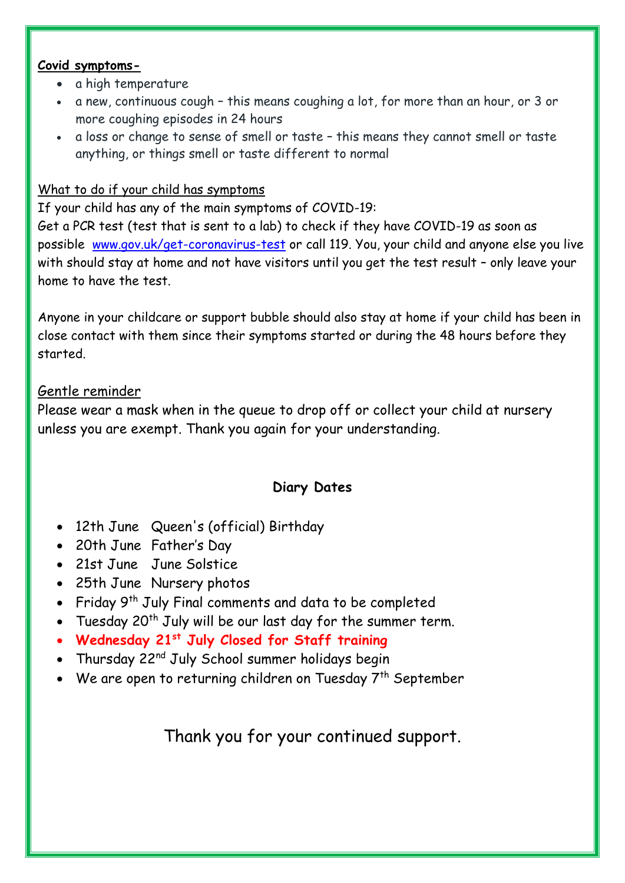**Covid symptoms-**

- a high temperature
- a new, continuous cough – this means coughing a lot, for more than an hour, or 3 or more coughing episodes in 24 hours
- a loss or change to sense of smell or taste – this means they cannot smell or taste anything, or things smell or taste different to normal

What to do if your child has symptoms

If your child has any of the main symptoms of COVID-19:
Get a PCR test (test that is sent to a lab) to check if they have COVID-19 as soon as possible www.gov.uk/get-coronavirus-test or call 119. You, your child and anyone else you live with should stay at home and not have visitors until you get the test result – only leave your home to have the test.

Anyone in your childcare or support bubble should also stay at home if your child has been in close contact with them since their symptoms started or during the 48 hours before they started.

Gentle reminder

Please wear a mask when in the queue to drop off or collect your child at nursery unless you are exempt. Thank you again for your understanding.

**Diary Dates**

- 12th June Queen's (official) Birthday
- 20th June Father's Day
- 21st June June Solstice
- 25th June Nursery photos
- Friday 9th July Final comments and data to be completed
- Tuesday 20th July will be our last day for the summer term.
- **Wednesday 21st July Closed for Staff training**
- Thursday 22nd July School summer holidays begin
- We are open to returning children on Tuesday 7th September

Thank you for your continued support.